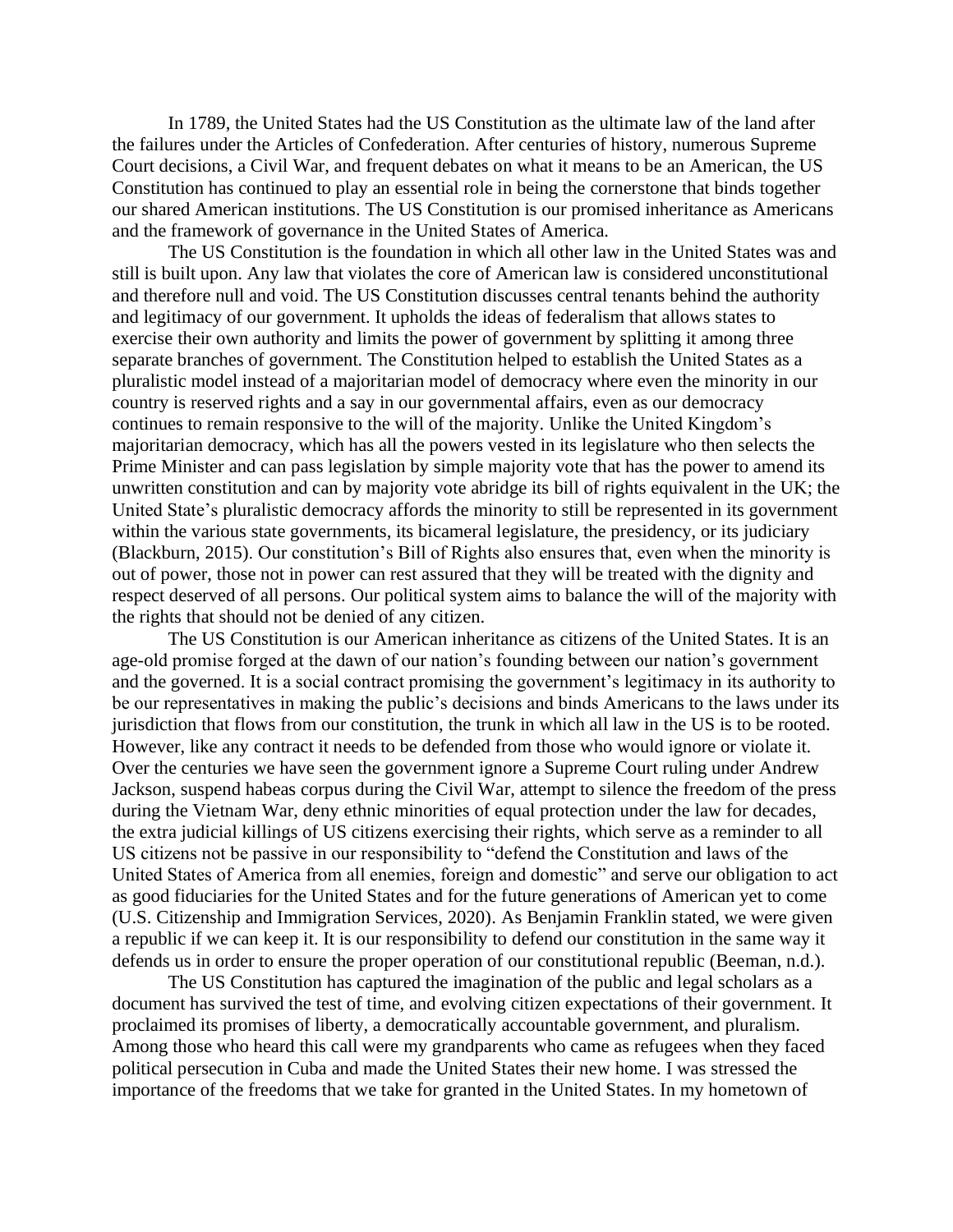In 1789, the United States had the US Constitution as the ultimate law of the land after the failures under the Articles of Confederation. After centuries of history, numerous Supreme Court decisions, a Civil War, and frequent debates on what it means to be an American, the US Constitution has continued to play an essential role in being the cornerstone that binds together our shared American institutions. The US Constitution is our promised inheritance as Americans and the framework of governance in the United States of America.

The US Constitution is the foundation in which all other law in the United States was and still is built upon. Any law that violates the core of American law is considered unconstitutional and therefore null and void. The US Constitution discusses central tenants behind the authority and legitimacy of our government. It upholds the ideas of federalism that allows states to exercise their own authority and limits the power of government by splitting it among three separate branches of government. The Constitution helped to establish the United States as a pluralistic model instead of a majoritarian model of democracy where even the minority in our country is reserved rights and a say in our governmental affairs, even as our democracy continues to remain responsive to the will of the majority. Unlike the United Kingdom's majoritarian democracy, which has all the powers vested in its legislature who then selects the Prime Minister and can pass legislation by simple majority vote that has the power to amend its unwritten constitution and can by majority vote abridge its bill of rights equivalent in the UK; the United State's pluralistic democracy affords the minority to still be represented in its government within the various state governments, its bicameral legislature, the presidency, or its judiciary (Blackburn, 2015). Our constitution's Bill of Rights also ensures that, even when the minority is out of power, those not in power can rest assured that they will be treated with the dignity and respect deserved of all persons. Our political system aims to balance the will of the majority with the rights that should not be denied of any citizen.

The US Constitution is our American inheritance as citizens of the United States. It is an age-old promise forged at the dawn of our nation's founding between our nation's government and the governed. It is a social contract promising the government's legitimacy in its authority to be our representatives in making the public's decisions and binds Americans to the laws under its jurisdiction that flows from our constitution, the trunk in which all law in the US is to be rooted. However, like any contract it needs to be defended from those who would ignore or violate it. Over the centuries we have seen the government ignore a Supreme Court ruling under Andrew Jackson, suspend habeas corpus during the Civil War, attempt to silence the freedom of the press during the Vietnam War, deny ethnic minorities of equal protection under the law for decades, the extra judicial killings of US citizens exercising their rights, which serve as a reminder to all US citizens not be passive in our responsibility to "defend the Constitution and laws of the United States of America from all enemies, foreign and domestic" and serve our obligation to act as good fiduciaries for the United States and for the future generations of American yet to come (U.S. Citizenship and Immigration Services, 2020). As Benjamin Franklin stated, we were given a republic if we can keep it. It is our responsibility to defend our constitution in the same way it defends us in order to ensure the proper operation of our constitutional republic (Beeman, n.d.).

The US Constitution has captured the imagination of the public and legal scholars as a document has survived the test of time, and evolving citizen expectations of their government. It proclaimed its promises of liberty, a democratically accountable government, and pluralism. Among those who heard this call were my grandparents who came as refugees when they faced political persecution in Cuba and made the United States their new home. I was stressed the importance of the freedoms that we take for granted in the United States. In my hometown of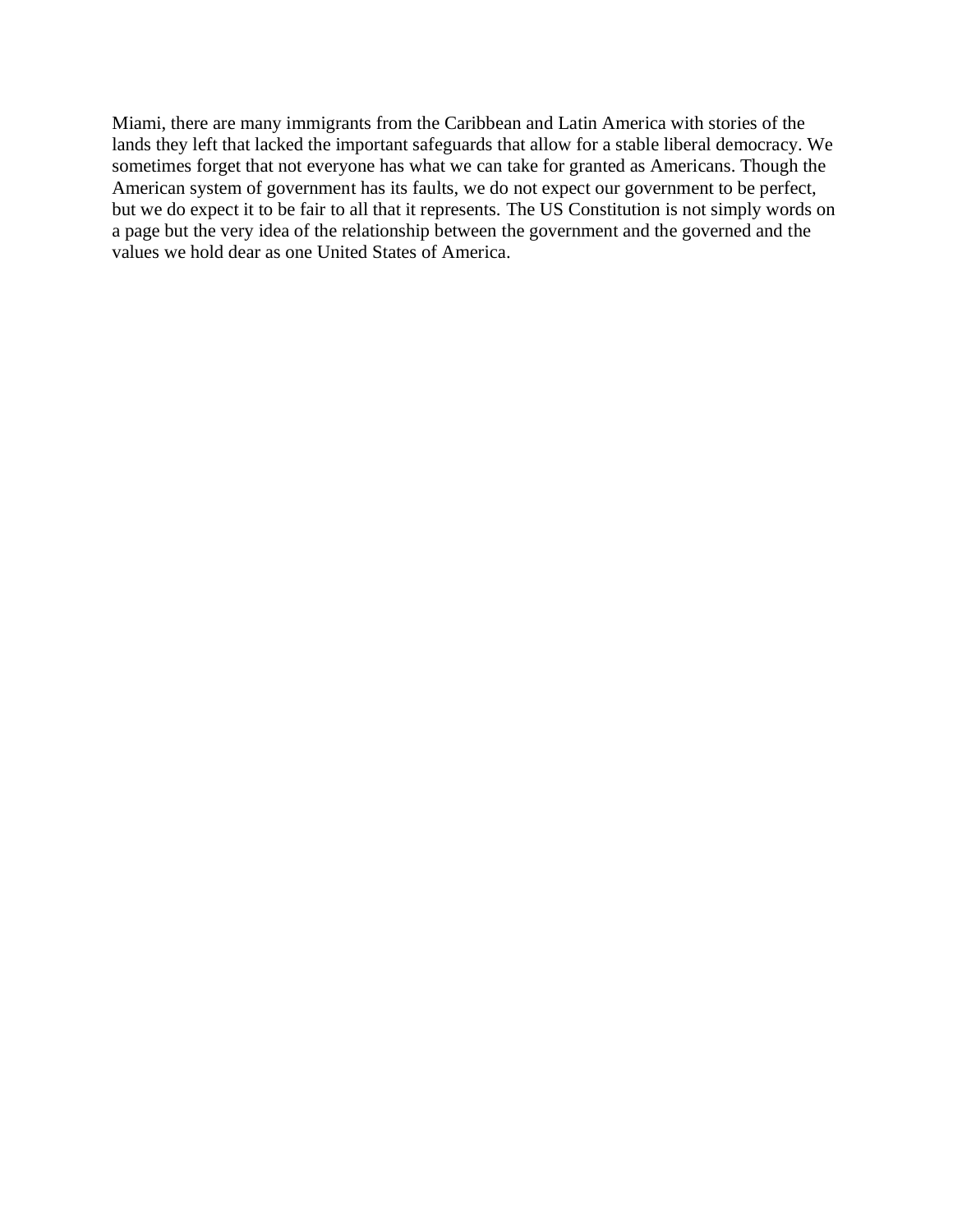Miami, there are many immigrants from the Caribbean and Latin America with stories of the lands they left that lacked the important safeguards that allow for a stable liberal democracy. We sometimes forget that not everyone has what we can take for granted as Americans. Though the American system of government has its faults, we do not expect our government to be perfect, but we do expect it to be fair to all that it represents. The US Constitution is not simply words on a page but the very idea of the relationship between the government and the governed and the values we hold dear as one United States of America.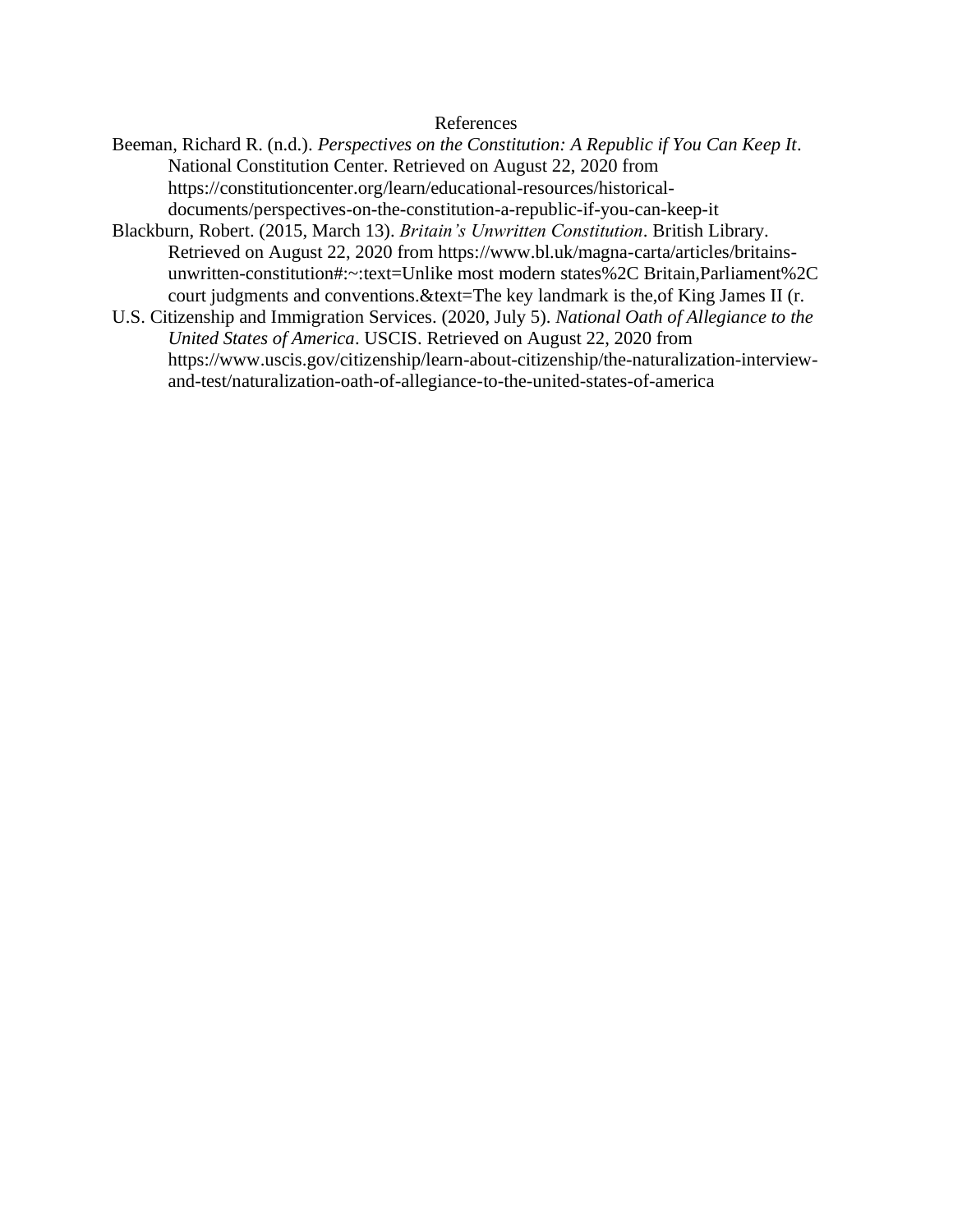# References

Beeman, Richard R. (n.d.). *Perspectives on the Constitution: A Republic if You Can Keep It*. National Constitution Center. Retrieved on August 22, 2020 from https://constitutioncenter.org/learn/educational-resources/historical-documents/perspectives-on-the-constitution-a-republic-if-you-can-keep-it

Blackburn, Robert. (2015, March 13). *Britain's Unwritten Constitution*. British Library. Retrieved on August 22, 2020 from https://www.bl.uk/magna-carta/articles/britains-unwritten-constitution#:~:text=Unlike most modern states%2C Britain,Parliament%2C court judgments and conventions.&text=The key landmark is the,of King James II (r.

U.S. Citizenship and Immigration Services. (2020, July 5). *National Oath of Allegiance to the United States of America*. USCIS. Retrieved on August 22, 2020 from https://www.uscis.gov/citizenship/learn-about-citizenship/the-naturalization-interview-and-test/naturalization-oath-of-allegiance-to-the-united-states-of-america